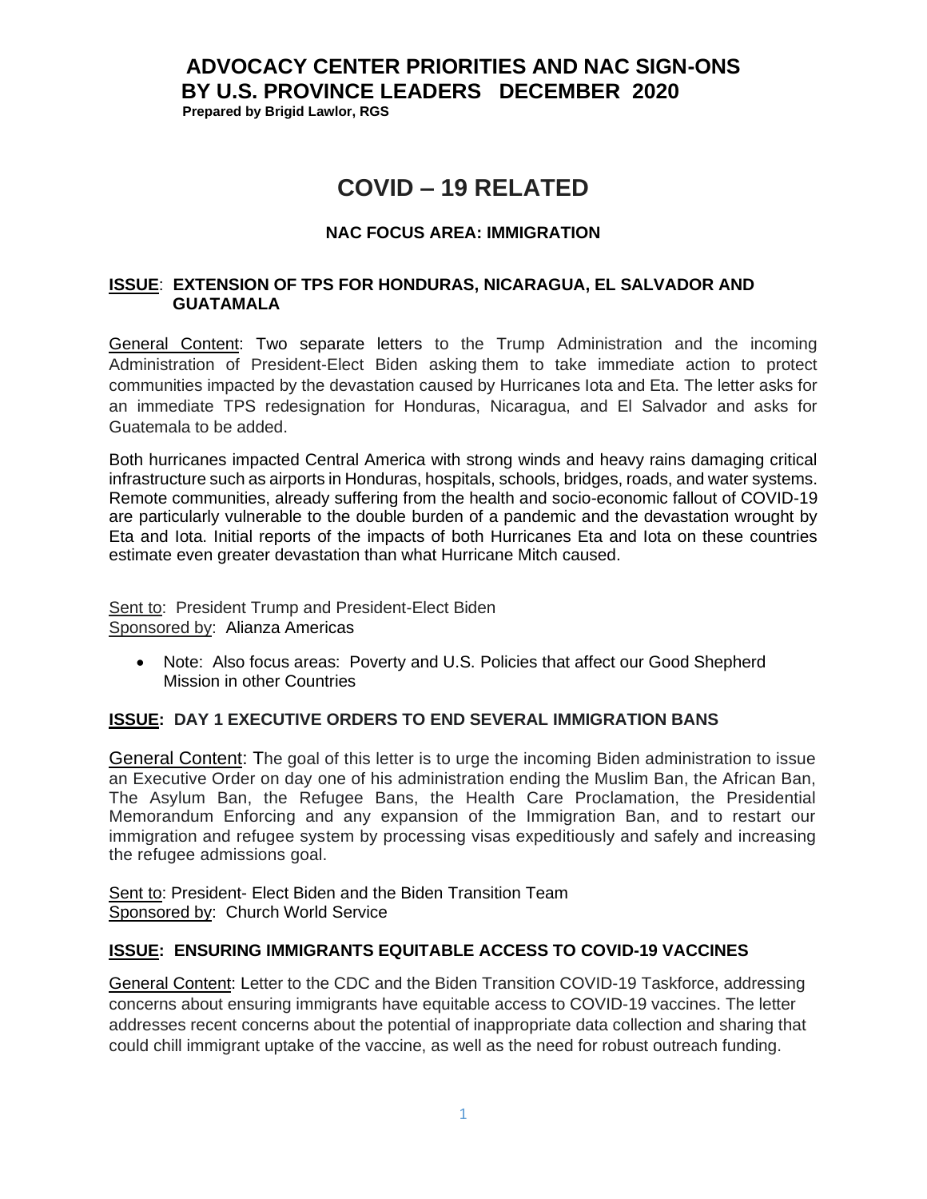# ADVOCACY CENTER PRIORITIES AND NAC SIGN-ONS BY U.S. PROVINCE LEADERS DECEMBER 2020

**Prepared by Brigid Lawlor, RGS**

## COVID – 19 RELATED

### NAC FOCUS AREA: IMMIGRATION

**ISSUE: EXTENSION OF TPS FOR HONDURAS, NICARAGUA, EL SALVADOR AND GUATAMALA**

General Content: Two separate letters to the Trump Administration and the incoming Administration of President-Elect Biden asking them to take immediate action to protect communities impacted by the devastation caused by Hurricanes Iota and Eta. The letter asks for an immediate TPS redesignation for Honduras, Nicaragua, and El Salvador and asks for Guatemala to be added.

Both hurricanes impacted Central America with strong winds and heavy rains damaging critical infrastructure such as airports in Honduras, hospitals, schools, bridges, roads, and water systems. Remote communities, already suffering from the health and socio-economic fallout of COVID-19 are particularly vulnerable to the double burden of a pandemic and the devastation wrought by Eta and Iota. Initial reports of the impacts of both Hurricanes Eta and Iota on these countries estimate even greater devastation than what Hurricane Mitch caused.

Sent to: President Trump and President-Elect Biden
Sponsored by: Alianza Americas

- Note: Also focus areas: Poverty and U.S. Policies that affect our Good Shepherd Mission in other Countries

**ISSUE: DAY 1 EXECUTIVE ORDERS TO END SEVERAL IMMIGRATION BANS**

General Content: The goal of this letter is to urge the incoming Biden administration to issue an Executive Order on day one of his administration ending the Muslim Ban, the African Ban, The Asylum Ban, the Refugee Bans, the Health Care Proclamation, the Presidential Memorandum Enforcing and any expansion of the Immigration Ban, and to restart our immigration and refugee system by processing visas expeditiously and safely and increasing the refugee admissions goal.

Sent to: President- Elect Biden and the Biden Transition Team
Sponsored by: Church World Service

**ISSUE: ENSURING IMMIGRANTS EQUITABLE ACCESS TO COVID-19 VACCINES**

General Content: Letter to the CDC and the Biden Transition COVID-19 Taskforce, addressing concerns about ensuring immigrants have equitable access to COVID-19 vaccines. The letter addresses recent concerns about the potential of inappropriate data collection and sharing that could chill immigrant uptake of the vaccine, as well as the need for robust outreach funding.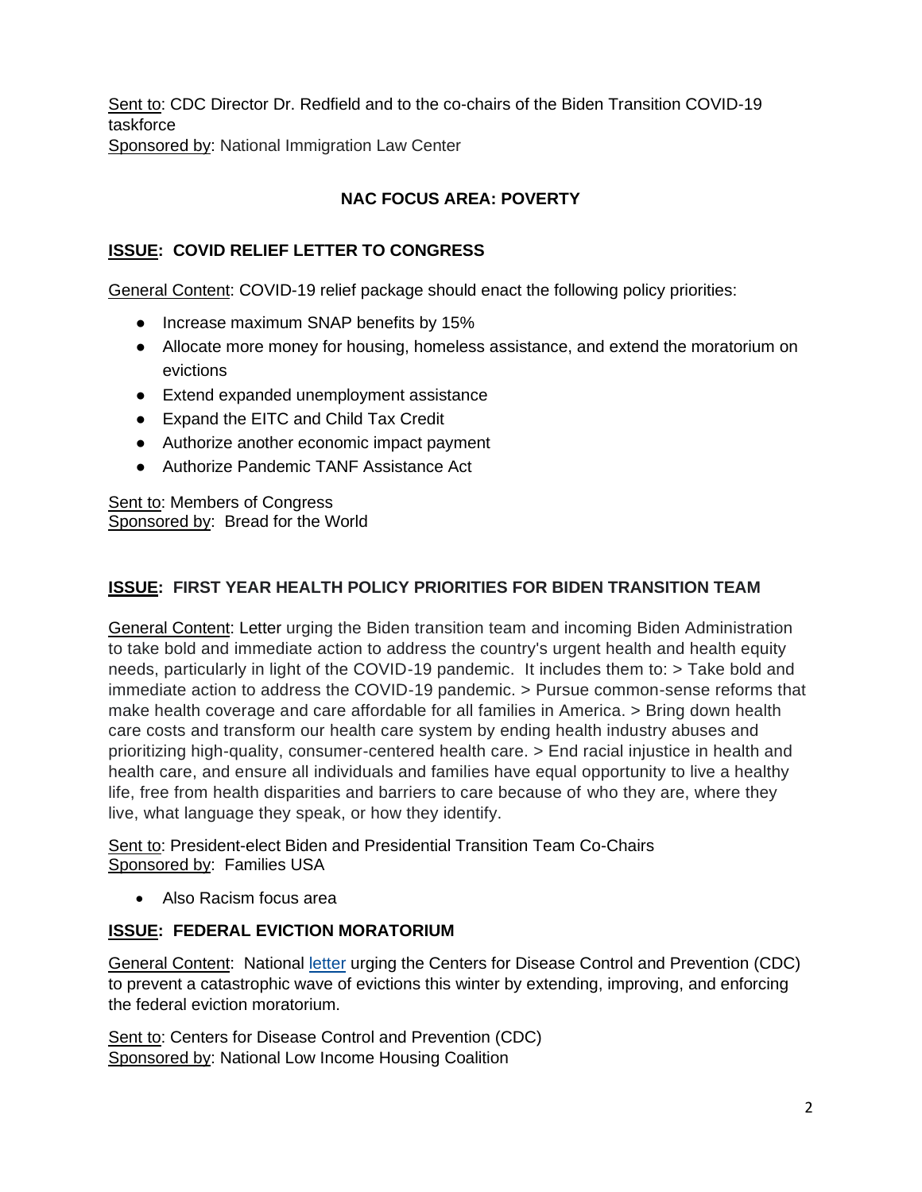Sent to: CDC Director Dr. Redfield and to the co-chairs of the Biden Transition COVID-19 taskforce
Sponsored by: National Immigration Law Center

## NAC FOCUS AREA: POVERTY

### ISSUE: COVID RELIEF LETTER TO CONGRESS

General Content: COVID-19 relief package should enact the following policy priorities:

- Increase maximum SNAP benefits by 15%
- Allocate more money for housing, homeless assistance, and extend the moratorium on evictions
- Extend expanded unemployment assistance
- Expand the EITC and Child Tax Credit
- Authorize another economic impact payment
- Authorize Pandemic TANF Assistance Act

Sent to: Members of Congress
Sponsored by: Bread for the World

### ISSUE: FIRST YEAR HEALTH POLICY PRIORITIES FOR BIDEN TRANSITION TEAM

General Content: Letter urging the Biden transition team and incoming Biden Administration to take bold and immediate action to address the country's urgent health and health equity needs, particularly in light of the COVID-19 pandemic. It includes them to: > Take bold and immediate action to address the COVID-19 pandemic. > Pursue common-sense reforms that make health coverage and care affordable for all families in America. > Bring down health care costs and transform our health care system by ending health industry abuses and prioritizing high-quality, consumer-centered health care. > End racial injustice in health and health care, and ensure all individuals and families have equal opportunity to live a healthy life, free from health disparities and barriers to care because of who they are, where they live, what language they speak, or how they identify.

Sent to: President-elect Biden and Presidential Transition Team Co-Chairs
Sponsored by: Families USA

- Also Racism focus area

### ISSUE: FEDERAL EVICTION MORATORIUM

General Content: National letter urging the Centers for Disease Control and Prevention (CDC) to prevent a catastrophic wave of evictions this winter by extending, improving, and enforcing the federal eviction moratorium.

Sent to: Centers for Disease Control and Prevention (CDC)
Sponsored by: National Low Income Housing Coalition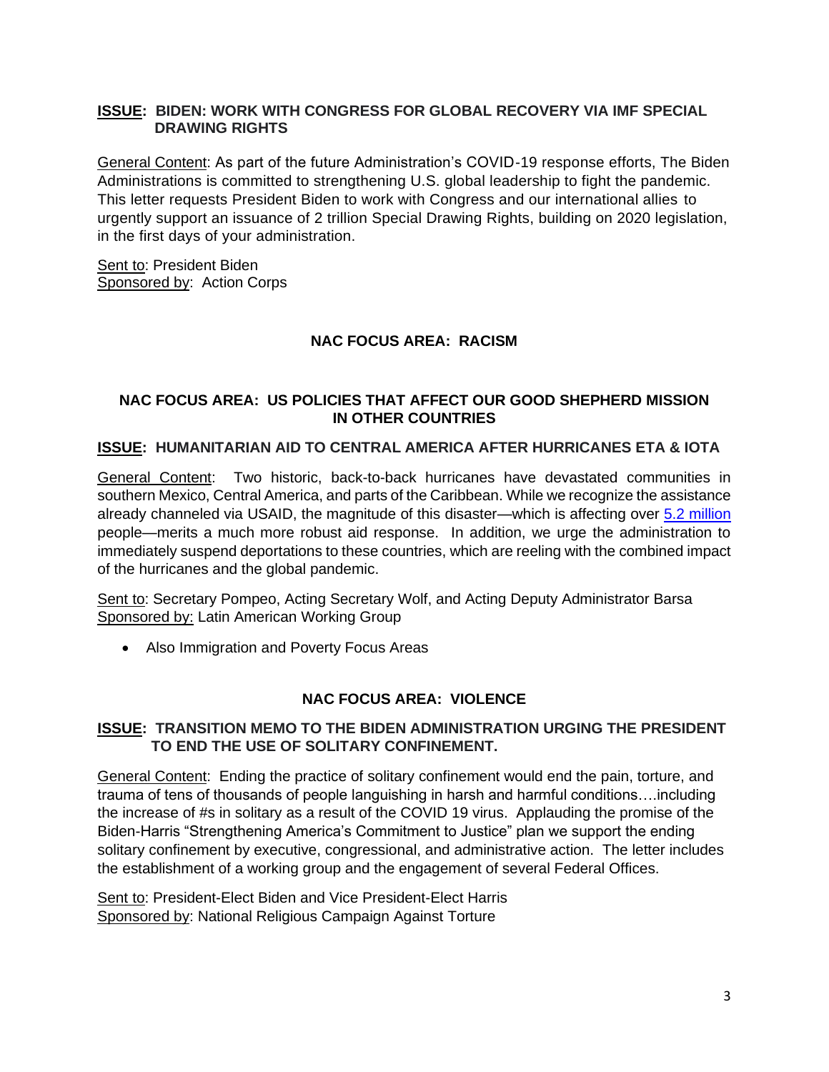**ISSUE: BIDEN: WORK WITH CONGRESS FOR GLOBAL RECOVERY VIA IMF SPECIAL DRAWING RIGHTS**

General Content: As part of the future Administration's COVID-19 response efforts, The Biden Administrations is committed to strengthening U.S. global leadership to fight the pandemic. This letter requests President Biden to work with Congress and our international allies to urgently support an issuance of 2 trillion Special Drawing Rights, building on 2020 legislation, in the first days of your administration.

Sent to: President Biden
Sponsored by: Action Corps

## NAC FOCUS AREA: RACISM

## NAC FOCUS AREA: US POLICIES THAT AFFECT OUR GOOD SHEPHERD MISSION IN OTHER COUNTRIES

**ISSUE: HUMANITARIAN AID TO CENTRAL AMERICA AFTER HURRICANES ETA & IOTA**

General Content: Two historic, back-to-back hurricanes have devastated communities in southern Mexico, Central America, and parts of the Caribbean. While we recognize the assistance already channeled via USAID, the magnitude of this disaster—which is affecting over 5.2 million people—merits a much more robust aid response. In addition, we urge the administration to immediately suspend deportations to these countries, which are reeling with the combined impact of the hurricanes and the global pandemic.

Sent to: Secretary Pompeo, Acting Secretary Wolf, and Acting Deputy Administrator Barsa
Sponsored by: Latin American Working Group

- Also Immigration and Poverty Focus Areas

## NAC FOCUS AREA: VIOLENCE

**ISSUE: TRANSITION MEMO TO THE BIDEN ADMINISTRATION URGING THE PRESIDENT TO END THE USE OF SOLITARY CONFINEMENT.**

General Content: Ending the practice of solitary confinement would end the pain, torture, and trauma of tens of thousands of people languishing in harsh and harmful conditions….including the increase of #s in solitary as a result of the COVID 19 virus. Applauding the promise of the Biden-Harris "Strengthening America's Commitment to Justice" plan we support the ending solitary confinement by executive, congressional, and administrative action. The letter includes the establishment of a working group and the engagement of several Federal Offices.

Sent to: President-Elect Biden and Vice President-Elect Harris
Sponsored by: National Religious Campaign Against Torture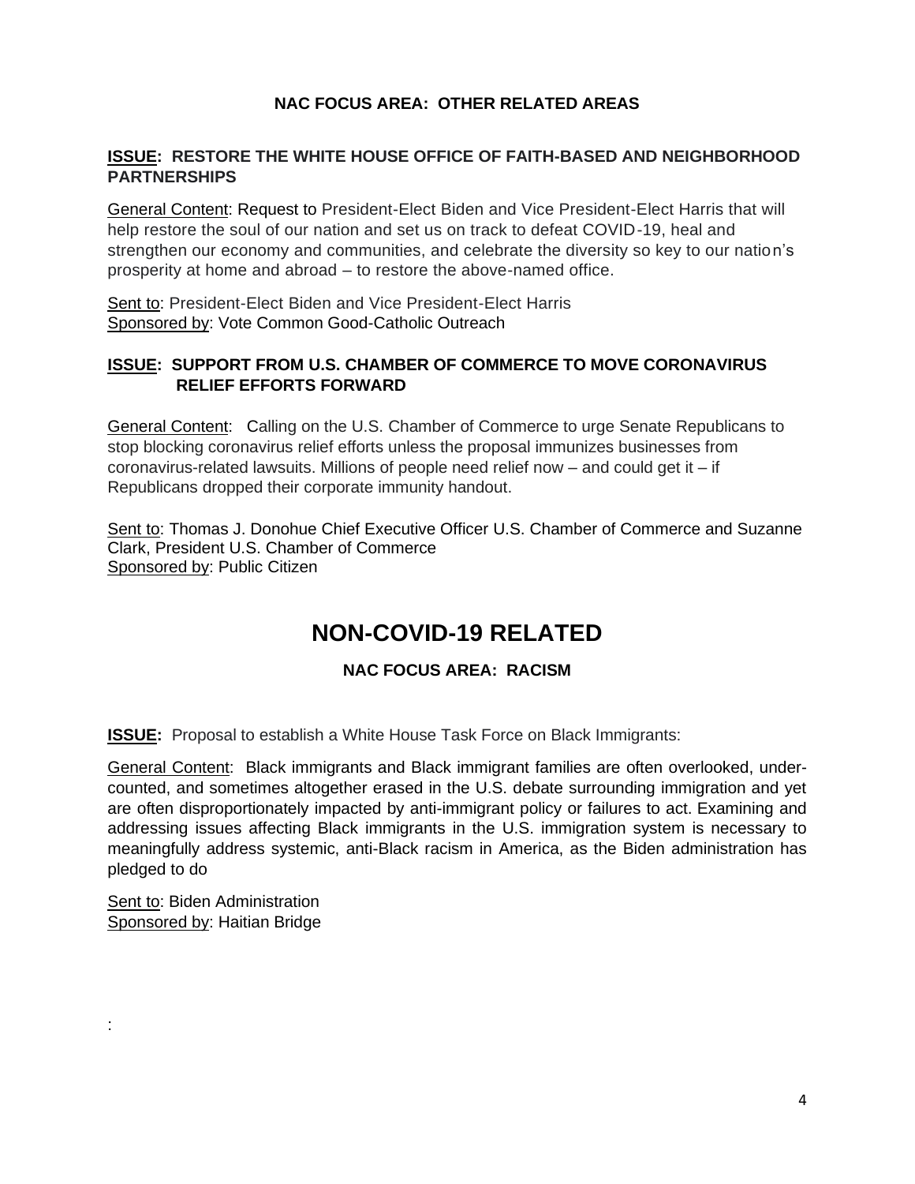### NAC FOCUS AREA: OTHER RELATED AREAS

**ISSUE: RESTORE THE WHITE HOUSE OFFICE OF FAITH-BASED AND NEIGHBORHOOD PARTNERSHIPS**

General Content: Request to President-Elect Biden and Vice President-Elect Harris that will help restore the soul of our nation and set us on track to defeat COVID-19, heal and strengthen our economy and communities, and celebrate the diversity so key to our nation's prosperity at home and abroad – to restore the above-named office.

Sent to: President-Elect Biden and Vice President-Elect Harris
Sponsored by: Vote Common Good-Catholic Outreach

**ISSUE: SUPPORT FROM U.S. CHAMBER OF COMMERCE TO MOVE CORONAVIRUS RELIEF EFFORTS FORWARD**

General Content: Calling on the U.S. Chamber of Commerce to urge Senate Republicans to stop blocking coronavirus relief efforts unless the proposal immunizes businesses from coronavirus-related lawsuits. Millions of people need relief now – and could get it – if Republicans dropped their corporate immunity handout.

Sent to: Thomas J. Donohue Chief Executive Officer U.S. Chamber of Commerce and Suzanne Clark, President U.S. Chamber of Commerce
Sponsored by: Public Citizen

## NON-COVID-19 RELATED

### NAC FOCUS AREA: RACISM

**ISSUE:** Proposal to establish a White House Task Force on Black Immigrants:

General Content: Black immigrants and Black immigrant families are often overlooked, under-counted, and sometimes altogether erased in the U.S. debate surrounding immigration and yet are often disproportionately impacted by anti-immigrant policy or failures to act. Examining and addressing issues affecting Black immigrants in the U.S. immigration system is necessary to meaningfully address systemic, anti-Black racism in America, as the Biden administration has pledged to do

Sent to: Biden Administration
Sponsored by: Haitian Bridge

: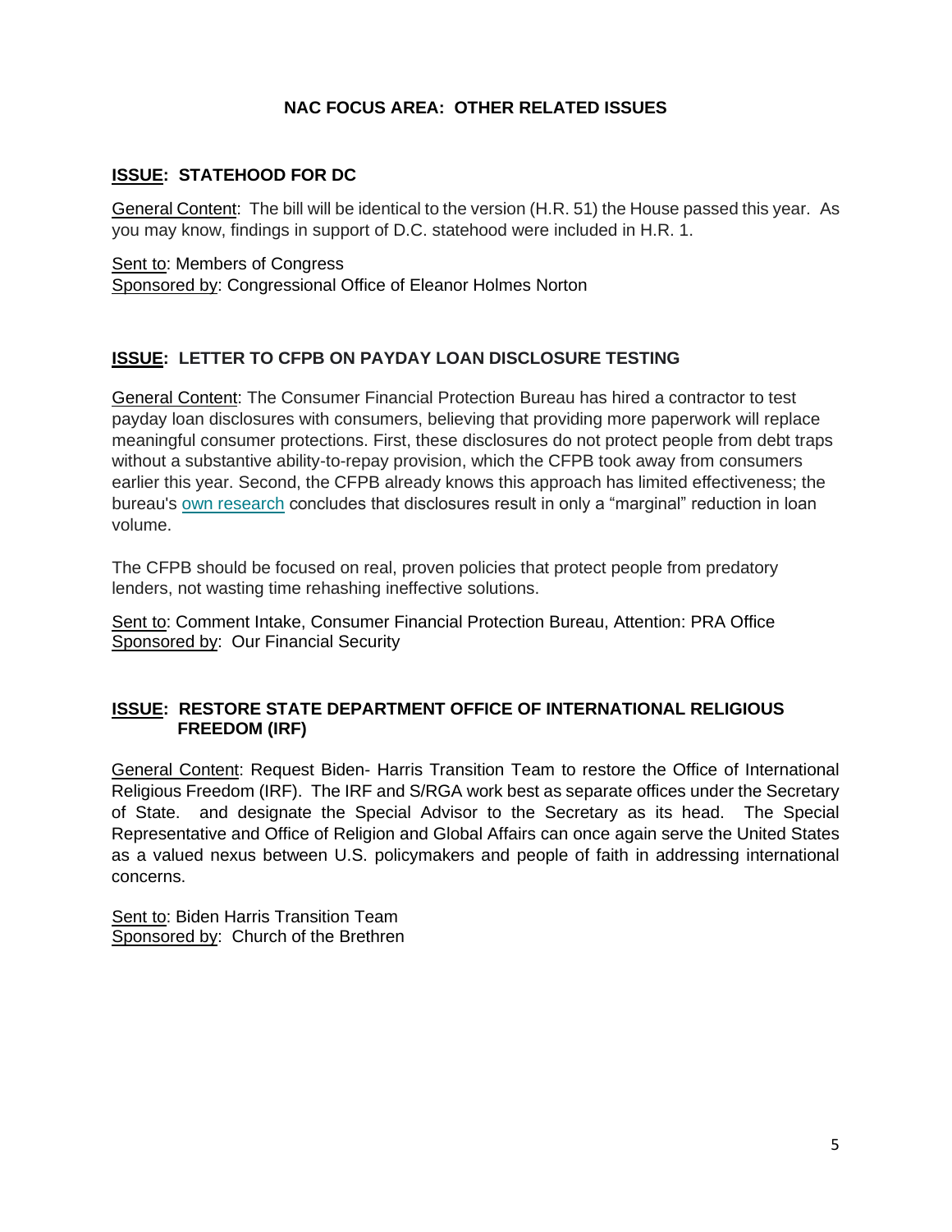## NAC FOCUS AREA: OTHER RELATED ISSUES

### ISSUE: STATEHOOD FOR DC

General Content: The bill will be identical to the version (H.R. 51) the House passed this year. As you may know, findings in support of D.C. statehood were included in H.R. 1.

Sent to: Members of Congress
Sponsored by: Congressional Office of Eleanor Holmes Norton

### ISSUE: LETTER TO CFPB ON PAYDAY LOAN DISCLOSURE TESTING

General Content: The Consumer Financial Protection Bureau has hired a contractor to test payday loan disclosures with consumers, believing that providing more paperwork will replace meaningful consumer protections. First, these disclosures do not protect people from debt traps without a substantive ability-to-repay provision, which the CFPB took away from consumers earlier this year. Second, the CFPB already knows this approach has limited effectiveness; the bureau's own research concludes that disclosures result in only a "marginal" reduction in loan volume.

The CFPB should be focused on real, proven policies that protect people from predatory lenders, not wasting time rehashing ineffective solutions.

Sent to: Comment Intake, Consumer Financial Protection Bureau, Attention: PRA Office
Sponsored by: Our Financial Security

### ISSUE: RESTORE STATE DEPARTMENT OFFICE OF INTERNATIONAL RELIGIOUS FREEDOM (IRF)

General Content: Request Biden- Harris Transition Team to restore the Office of International Religious Freedom (IRF). The IRF and S/RGA work best as separate offices under the Secretary of State. and designate the Special Advisor to the Secretary as its head. The Special Representative and Office of Religion and Global Affairs can once again serve the United States as a valued nexus between U.S. policymakers and people of faith in addressing international concerns.

Sent to: Biden Harris Transition Team
Sponsored by: Church of the Brethren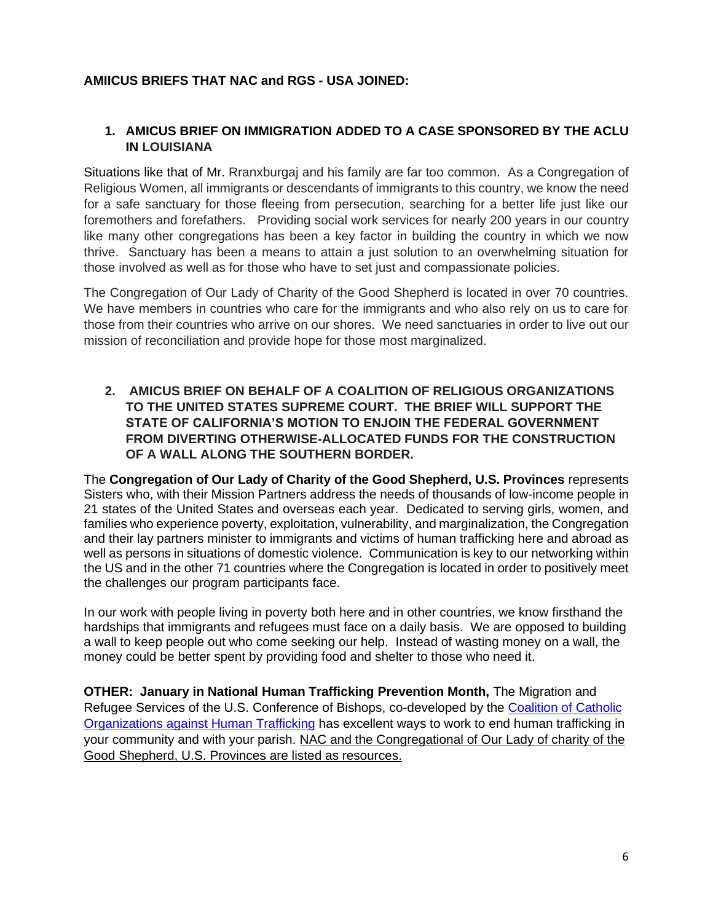**AMIICUS BRIEFS THAT NAC and RGS - USA JOINED:**

1. **AMICUS BRIEF ON IMMIGRATION ADDED TO A CASE SPONSORED BY THE ACLU IN LOUISIANA**

Situations like that of Mr. Rranxburgaj and his family are far too common. As a Congregation of Religious Women, all immigrants or descendants of immigrants to this country, we know the need for a safe sanctuary for those fleeing from persecution, searching for a better life just like our foremothers and forefathers. Providing social work services for nearly 200 years in our country like many other congregations has been a key factor in building the country in which we now thrive. Sanctuary has been a means to attain a just solution to an overwhelming situation for those involved as well as for those who have to set just and compassionate policies.

The Congregation of Our Lady of Charity of the Good Shepherd is located in over 70 countries. We have members in countries who care for the immigrants and who also rely on us to care for those from their countries who arrive on our shores. We need sanctuaries in order to live out our mission of reconciliation and provide hope for those most marginalized.

2. **AMICUS BRIEF ON BEHALF OF A COALITION OF RELIGIOUS ORGANIZATIONS TO THE UNITED STATES SUPREME COURT. THE BRIEF WILL SUPPORT THE STATE OF CALIFORNIA'S MOTION TO ENJOIN THE FEDERAL GOVERNMENT FROM DIVERTING OTHERWISE-ALLOCATED FUNDS FOR THE CONSTRUCTION OF A WALL ALONG THE SOUTHERN BORDER.**

The **Congregation of Our Lady of Charity of the Good Shepherd, U.S. Provinces** represents Sisters who, with their Mission Partners address the needs of thousands of low-income people in 21 states of the United States and overseas each year. Dedicated to serving girls, women, and families who experience poverty, exploitation, vulnerability, and marginalization, the Congregation and their lay partners minister to immigrants and victims of human trafficking here and abroad as well as persons in situations of domestic violence. Communication is key to our networking within the US and in the other 71 countries where the Congregation is located in order to positively meet the challenges our program participants face.

In our work with people living in poverty both here and in other countries, we know firsthand the hardships that immigrants and refugees must face on a daily basis. We are opposed to building a wall to keep people out who come seeking our help. Instead of wasting money on a wall, the money could be better spent by providing food and shelter to those who need it.

**OTHER: January in National Human Trafficking Prevention Month,** The Migration and Refugee Services of the U.S. Conference of Bishops, co-developed by the Coalition of Catholic Organizations against Human Trafficking has excellent ways to work to end human trafficking in your community and with your parish. NAC and the Congregational of Our Lady of charity of the Good Shepherd, U.S. Provinces are listed as resources.